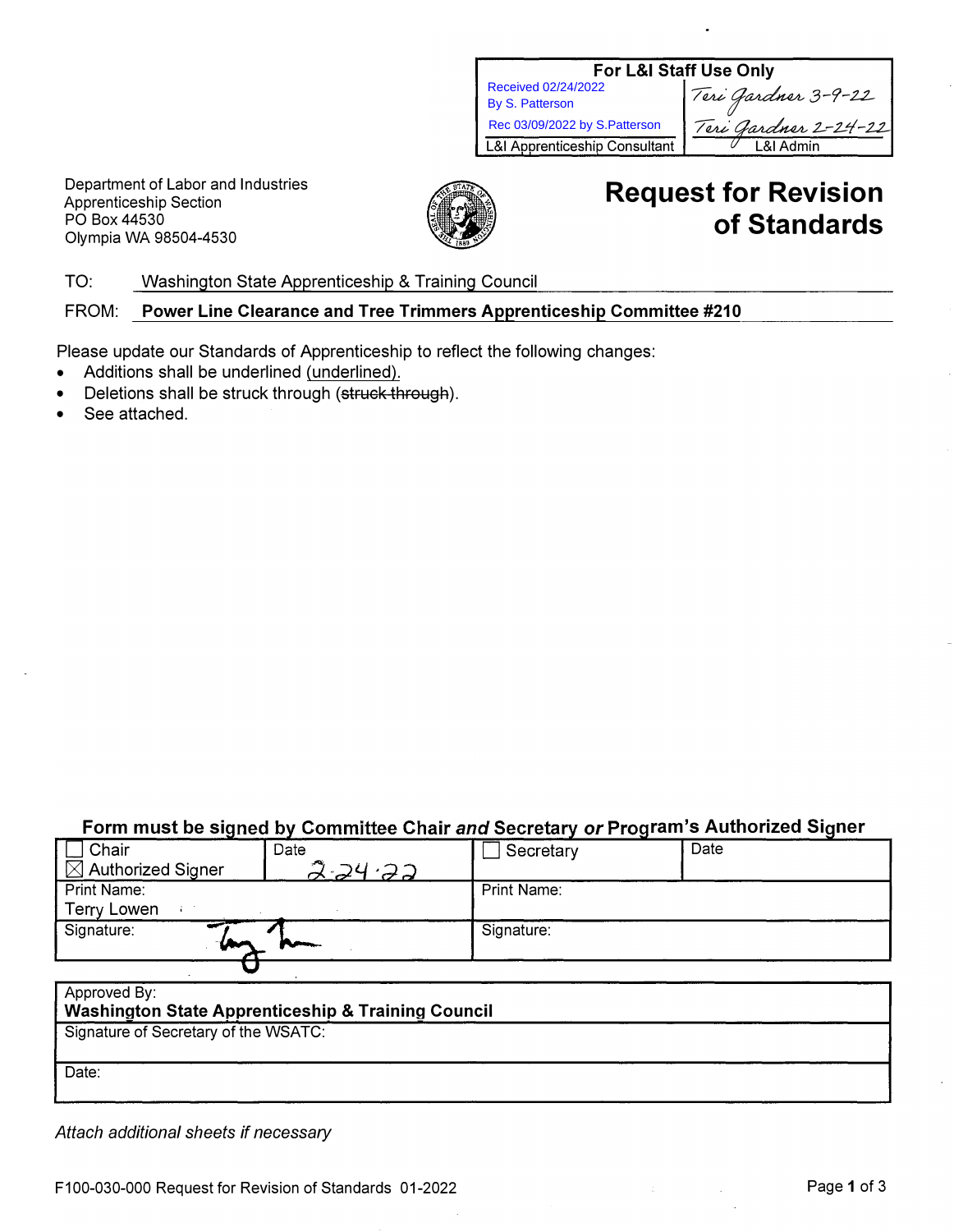| For L&I Staff Use Only | |
|---|---|
| Received 02/24/2022<br>By S. Patterson | Teri Gardner 3-9-22 |
| Rec 03/09/2022 by S.Patterson | Teri Gardner 2-24-22 |
| L&I Apprenticeship Consultant | L&I Admin |

Department of Labor and Industries
Apprenticeship Section
PO Box 44530
Olympia WA 98504-4530

# Request for Revision of Standards

TO: Washington State Apprenticeship & Training Council

FROM: **Power Line Clearance and Tree Trimmers Apprenticeship Committee #210**

Please update our Standards of Apprenticeship to reflect the following changes:

- Additions shall be underlined <u>(underlined).</u>
- Deletions shall be struck through (~~struck through~~).
- See attached.

**Form must be signed by Committee Chair *and* Secretary *or* Program's Authorized Signer**

| ☐ Chair<br>☒ Authorized Signer | Date<br>2-24-22 | ☐ Secretary | Date |
|---|---|---|---|
| Print Name:<br>Terry Lowen | | Print Name: | |
| Signature: [signature] | | Signature: | |

| Approved By:<br>**Washington State Apprenticeship & Training Council** |
|---|
| Signature of Secretary of the WSATC: |
| Date: |

*Attach additional sheets if necessary*

F100-030-000 Request for Revision of Standards 01-2022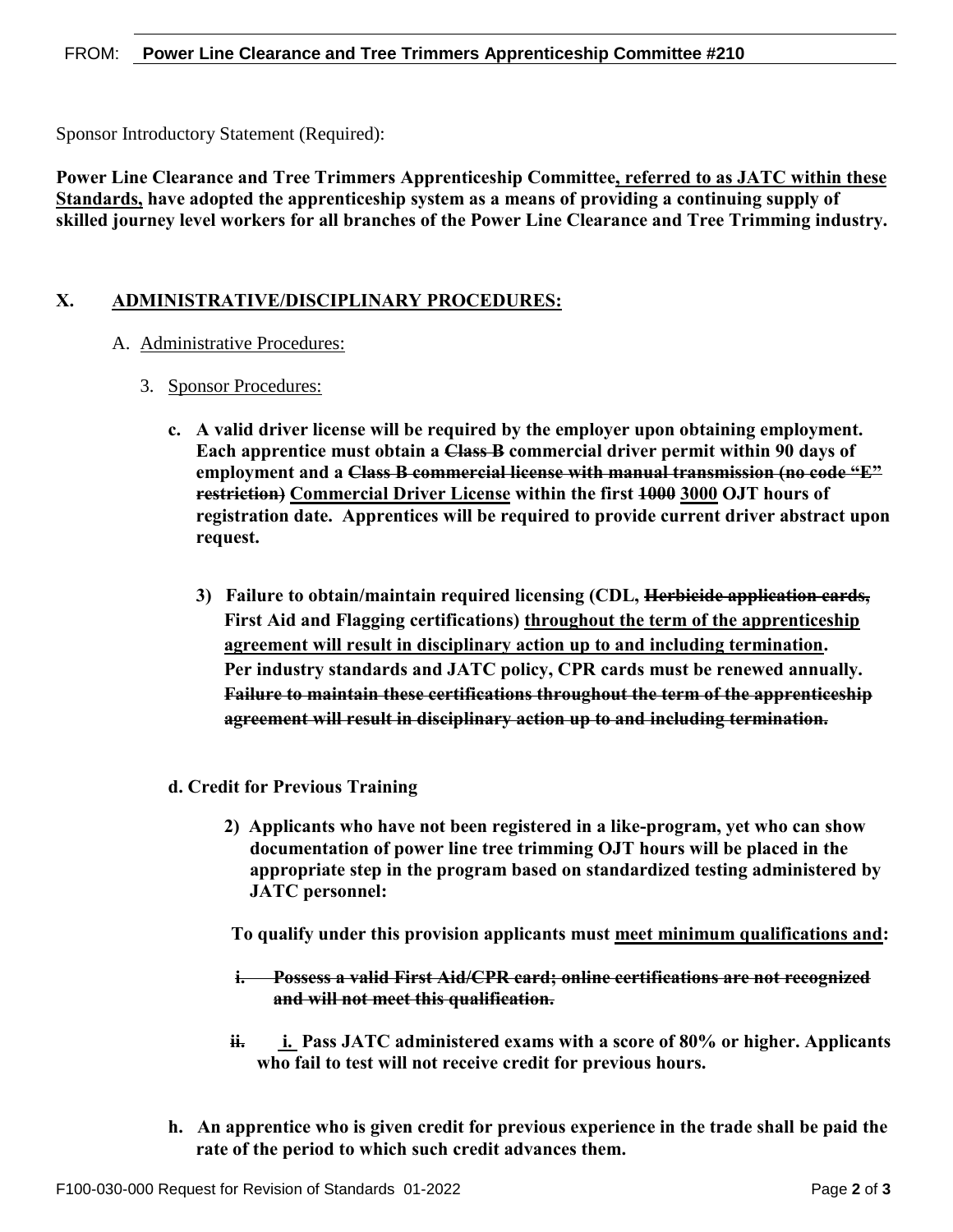FROM: **Power Line Clearance and Tree Trimmers Apprenticeship Committee #210**

Sponsor Introductory Statement (Required):

**Power Line Clearance and Tree Trimmers Apprenticeship Committee<u>, referred to as JATC within these Standards,</u> have adopted the apprenticeship system as a means of providing a continuing supply of skilled journey level workers for all branches of the Power Line Clearance and Tree Trimming industry.**

## X. <u>ADMINISTRATIVE/DISCIPLINARY PROCEDURES:</u>

A. <u>Administrative Procedures:</u>

3. <u>Sponsor Procedures:</u>

**c. A valid driver license will be required by the employer upon obtaining employment. Each apprentice must obtain a ~~Class B~~ commercial driver permit within 90 days of employment and a ~~Class B commercial license with manual transmission (no code "E" restriction)~~ <u>Commercial Driver License</u> within the first ~~1000~~ <u>3000</u> OJT hours of registration date. Apprentices will be required to provide current driver abstract upon request.**

**3) Failure to obtain/maintain required licensing (CDL, ~~Herbicide application cards,~~ First Aid and Flagging certifications) <u>throughout the term of the apprenticeship agreement will result in disciplinary action up to and including termination</u>. Per industry standards and JATC policy, CPR cards must be renewed annually. ~~Failure to maintain these certifications throughout the term of the apprenticeship agreement will result in disciplinary action up to and including termination.~~**

**d. Credit for Previous Training**

**2) Applicants who have not been registered in a like-program, yet who can show documentation of power line tree trimming OJT hours will be placed in the appropriate step in the program based on standardized testing administered by JATC personnel:**

**To qualify under this provision applicants must <u>meet minimum qualifications and</u>:**

**~~i. Possess a valid First Aid/CPR card; online certifications are not recognized and will not meet this qualification.~~**

**~~ii.~~ <u>i.</u> Pass JATC administered exams with a score of 80% or higher. Applicants who fail to test will not receive credit for previous hours.**

**h. An apprentice who is given credit for previous experience in the trade shall be paid the rate of the period to which such credit advances them.**

F100-030-000 Request for Revision of Standards 01-2022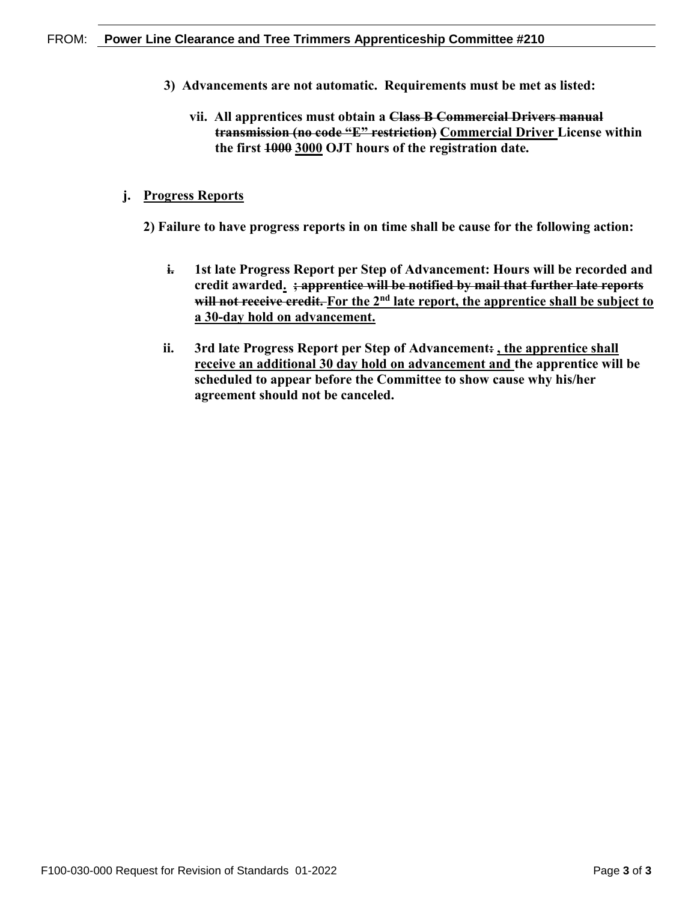**3) Advancements are not automatic. Requirements must be met as listed:**

**vii. All apprentices must obtain a ~~Class B Commercial Drivers manual transmission (no code "E" restriction)~~ <u>Commercial Driver</u> License within the first ~~1000~~ <u>3000</u> OJT hours of the registration date.**

**j. <u>Progress Reports</u>**

**2) Failure to have progress reports in on time shall be cause for the following action:**

**~~i.~~ 1st late Progress Report per Step of Advancement: Hours will be recorded and credit awarded<u>.</u> ~~; apprentice will be notified by mail that further late reports will not receive credit.~~ <u>For the 2nd late report, the apprentice shall be subject to a 30-day hold on advancement.</u>**

**ii. 3rd late Progress Report per Step of Advancement~~:~~ <u>, the apprentice shall receive an additional 30 day hold on advancement and</u> the apprentice will be scheduled to appear before the Committee to show cause why his/her agreement should not be canceled.**